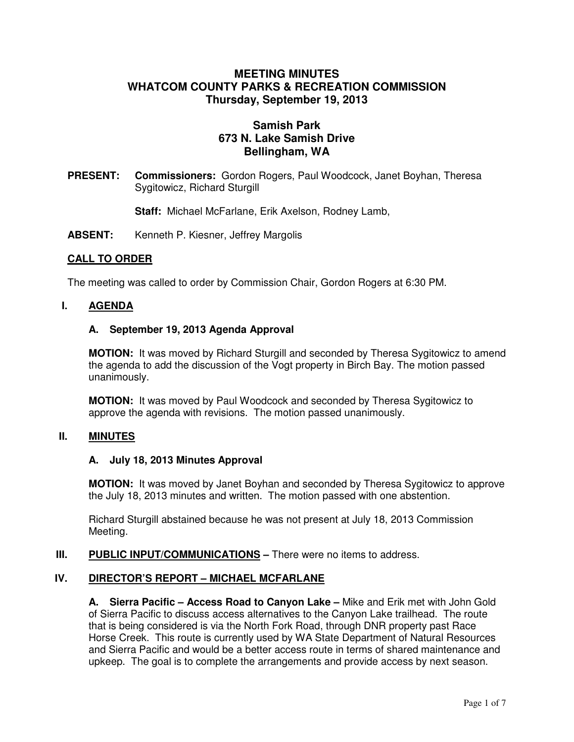# MEETING MINUTES
# WHATCOM COUNTY PARKS & RECREATION COMMISSION
# Thursday, September 19, 2013

## Samish Park
## 673 N. Lake Samish Drive
## Bellingham, WA

**PRESENT:** **Commissioners:** Gordon Rogers, Paul Woodcock, Janet Boyhan, Theresa Sygitowicz, Richard Sturgill

**Staff:** Michael McFarlane, Erik Axelson, Rodney Lamb,

**ABSENT:** Kenneth P. Kiesner, Jeffrey Margolis

## CALL TO ORDER

The meeting was called to order by Commission Chair, Gordon Rogers at 6:30 PM.

## I. AGENDA

### A. September 19, 2013 Agenda Approval

**MOTION:** It was moved by Richard Sturgill and seconded by Theresa Sygitowicz to amend the agenda to add the discussion of the Vogt property in Birch Bay. The motion passed unanimously.

**MOTION:** It was moved by Paul Woodcock and seconded by Theresa Sygitowicz to approve the agenda with revisions. The motion passed unanimously.

## II. MINUTES

### A. July 18, 2013 Minutes Approval

**MOTION:** It was moved by Janet Boyhan and seconded by Theresa Sygitowicz to approve the July 18, 2013 minutes and written. The motion passed with one abstention.

Richard Sturgill abstained because he was not present at July 18, 2013 Commission Meeting.

## III. PUBLIC INPUT/COMMUNICATIONS – There were no items to address.

## IV. DIRECTOR'S REPORT – MICHAEL MCFARLANE

**A. Sierra Pacific – Access Road to Canyon Lake –** Mike and Erik met with John Gold of Sierra Pacific to discuss access alternatives to the Canyon Lake trailhead. The route that is being considered is via the North Fork Road, through DNR property past Race Horse Creek. This route is currently used by WA State Department of Natural Resources and Sierra Pacific and would be a better access route in terms of shared maintenance and upkeep. The goal is to complete the arrangements and provide access by next season.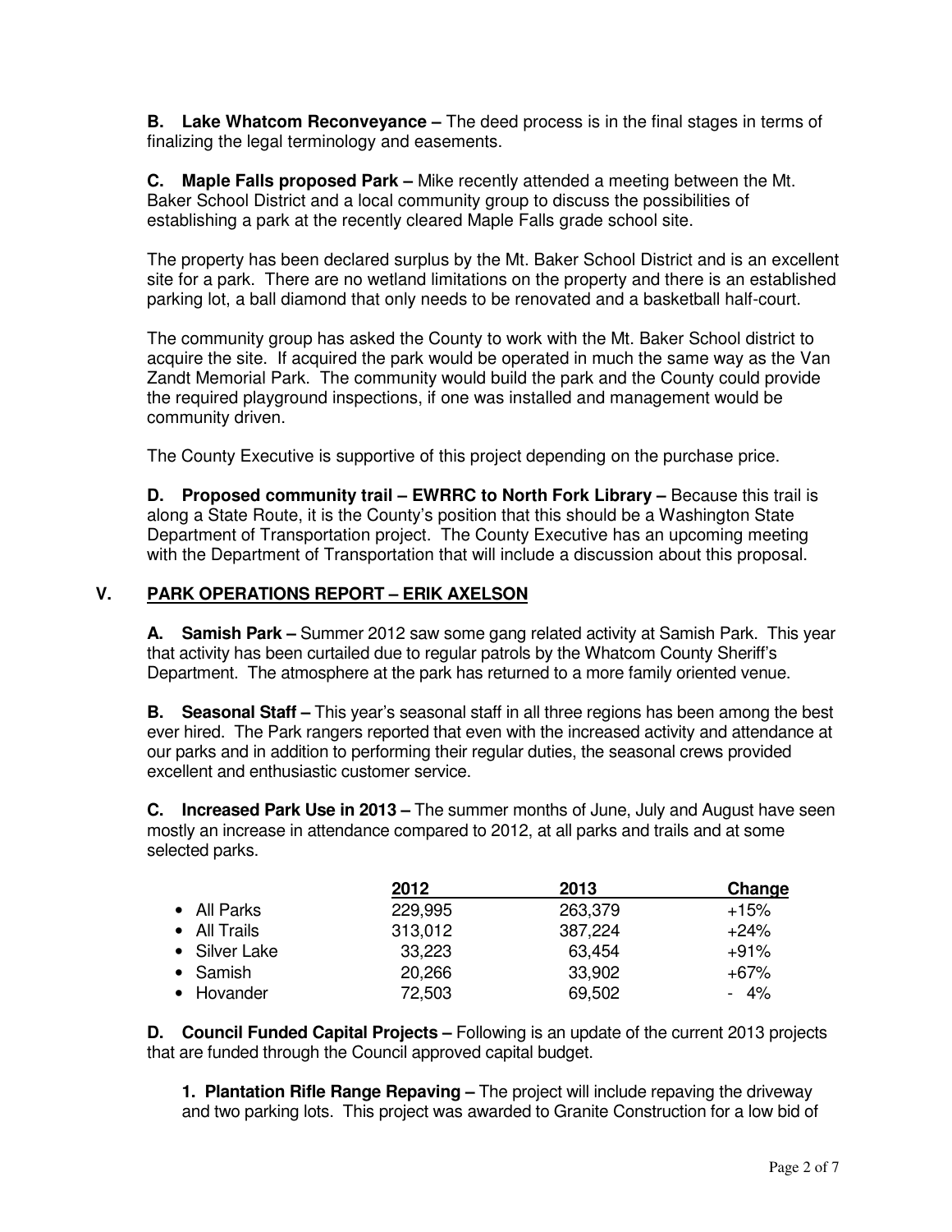**B. Lake Whatcom Reconveyance –** The deed process is in the final stages in terms of finalizing the legal terminology and easements.

**C. Maple Falls proposed Park –** Mike recently attended a meeting between the Mt. Baker School District and a local community group to discuss the possibilities of establishing a park at the recently cleared Maple Falls grade school site.

The property has been declared surplus by the Mt. Baker School District and is an excellent site for a park. There are no wetland limitations on the property and there is an established parking lot, a ball diamond that only needs to be renovated and a basketball half-court.

The community group has asked the County to work with the Mt. Baker School district to acquire the site. If acquired the park would be operated in much the same way as the Van Zandt Memorial Park. The community would build the park and the County could provide the required playground inspections, if one was installed and management would be community driven.

The County Executive is supportive of this project depending on the purchase price.

**D. Proposed community trail – EWRRC to North Fork Library –** Because this trail is along a State Route, it is the County's position that this should be a Washington State Department of Transportation project. The County Executive has an upcoming meeting with the Department of Transportation that will include a discussion about this proposal.

## V. PARK OPERATIONS REPORT – ERIK AXELSON

**A. Samish Park –** Summer 2012 saw some gang related activity at Samish Park. This year that activity has been curtailed due to regular patrols by the Whatcom County Sheriff's Department. The atmosphere at the park has returned to a more family oriented venue.

**B. Seasonal Staff –** This year's seasonal staff in all three regions has been among the best ever hired. The Park rangers reported that even with the increased activity and attendance at our parks and in addition to performing their regular duties, the seasonal crews provided excellent and enthusiastic customer service.

**C. Increased Park Use in 2013 –** The summer months of June, July and August have seen mostly an increase in attendance compared to 2012, at all parks and trails and at some selected parks.

| | 2012 | 2013 | Change |
|---|---|---|---|
| • All Parks | 229,995 | 263,379 | +15% |
| • All Trails | 313,012 | 387,224 | +24% |
| • Silver Lake | 33,223 | 63,454 | +91% |
| • Samish | 20,266 | 33,902 | +67% |
| • Hovander | 72,503 | 69,502 | - 4% |

**D. Council Funded Capital Projects –** Following is an update of the current 2013 projects that are funded through the Council approved capital budget.

**1. Plantation Rifle Range Repaving –** The project will include repaving the driveway and two parking lots. This project was awarded to Granite Construction for a low bid of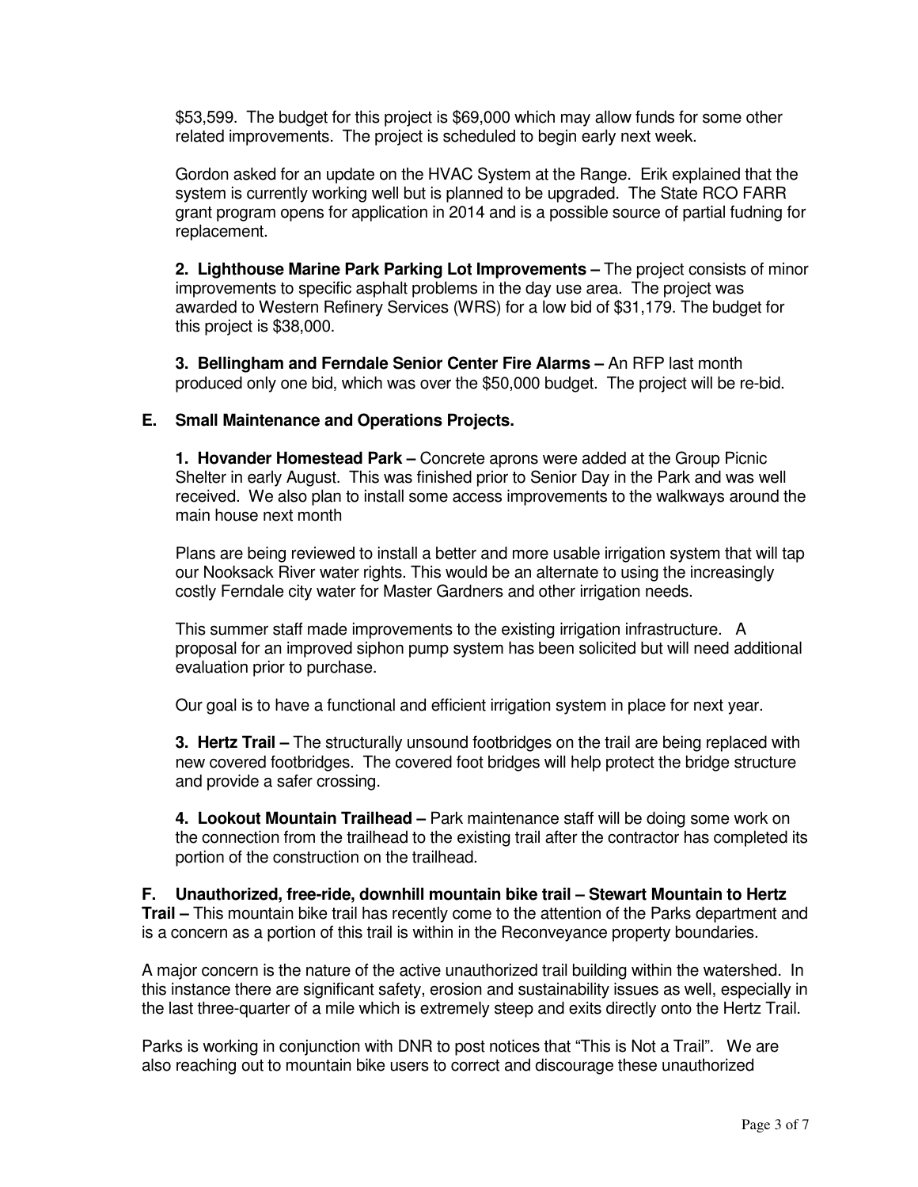$53,599. The budget for this project is $69,000 which may allow funds for some other related improvements. The project is scheduled to begin early next week.

Gordon asked for an update on the HVAC System at the Range. Erik explained that the system is currently working well but is planned to be upgraded. The State RCO FARR grant program opens for application in 2014 and is a possible source of partial fudning for replacement.

**2. Lighthouse Marine Park Parking Lot Improvements –** The project consists of minor improvements to specific asphalt problems in the day use area. The project was awarded to Western Refinery Services (WRS) for a low bid of $31,179. The budget for this project is $38,000.

**3. Bellingham and Ferndale Senior Center Fire Alarms –** An RFP last month produced only one bid, which was over the $50,000 budget. The project will be re-bid.

**E. Small Maintenance and Operations Projects.**

**1. Hovander Homestead Park –** Concrete aprons were added at the Group Picnic Shelter in early August. This was finished prior to Senior Day in the Park and was well received. We also plan to install some access improvements to the walkways around the main house next month

Plans are being reviewed to install a better and more usable irrigation system that will tap our Nooksack River water rights. This would be an alternate to using the increasingly costly Ferndale city water for Master Gardners and other irrigation needs.

This summer staff made improvements to the existing irrigation infrastructure. A proposal for an improved siphon pump system has been solicited but will need additional evaluation prior to purchase.

Our goal is to have a functional and efficient irrigation system in place for next year.

**3. Hertz Trail –** The structurally unsound footbridges on the trail are being replaced with new covered footbridges. The covered foot bridges will help protect the bridge structure and provide a safer crossing.

**4. Lookout Mountain Trailhead –** Park maintenance staff will be doing some work on the connection from the trailhead to the existing trail after the contractor has completed its portion of the construction on the trailhead.

**F. Unauthorized, free-ride, downhill mountain bike trail – Stewart Mountain to Hertz Trail –** This mountain bike trail has recently come to the attention of the Parks department and is a concern as a portion of this trail is within in the Reconveyance property boundaries.

A major concern is the nature of the active unauthorized trail building within the watershed. In this instance there are significant safety, erosion and sustainability issues as well, especially in the last three-quarter of a mile which is extremely steep and exits directly onto the Hertz Trail.

Parks is working in conjunction with DNR to post notices that "This is Not a Trail". We are also reaching out to mountain bike users to correct and discourage these unauthorized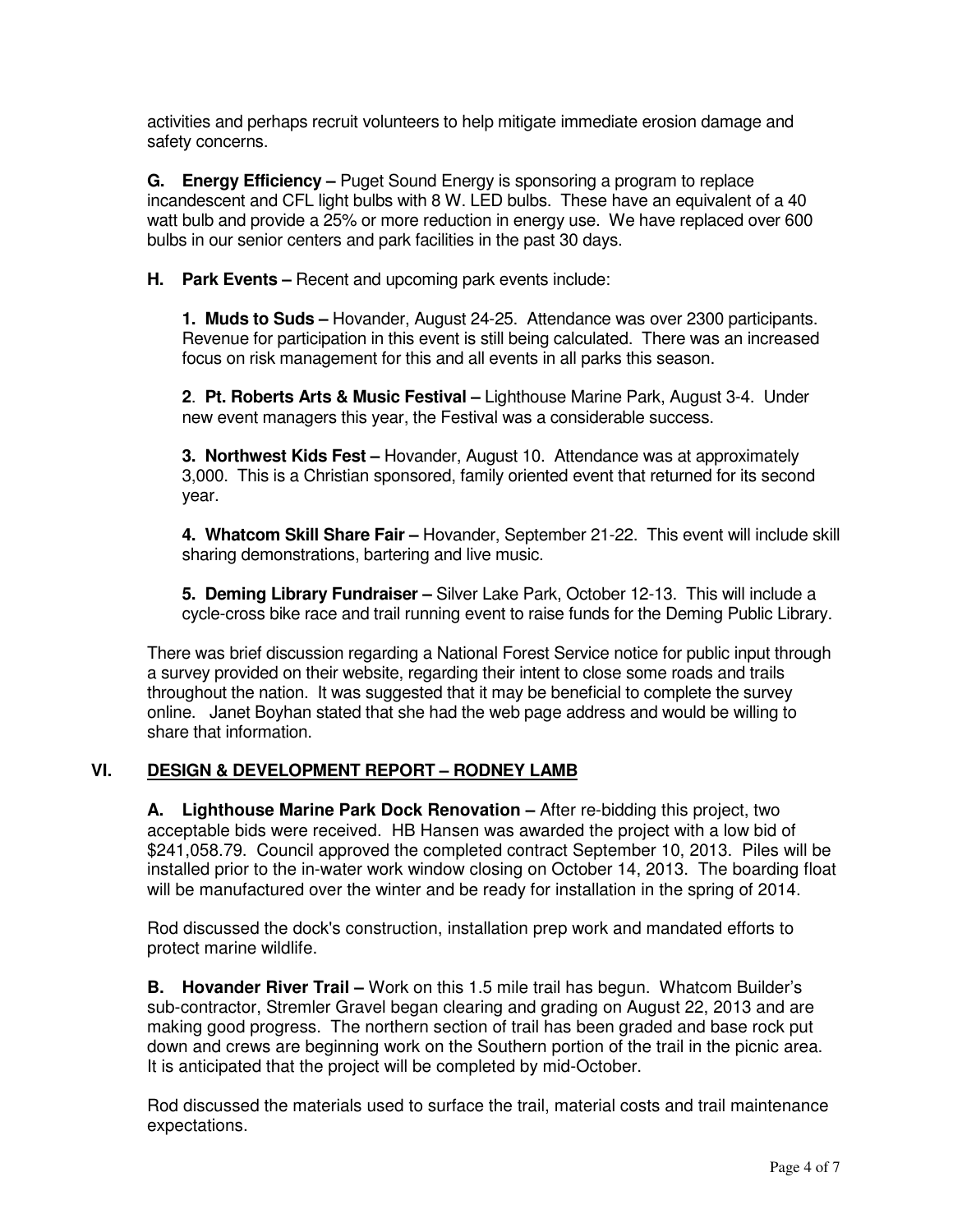activities and perhaps recruit volunteers to help mitigate immediate erosion damage and safety concerns.

**G. Energy Efficiency –** Puget Sound Energy is sponsoring a program to replace incandescent and CFL light bulbs with 8 W. LED bulbs. These have an equivalent of a 40 watt bulb and provide a 25% or more reduction in energy use. We have replaced over 600 bulbs in our senior centers and park facilities in the past 30 days.

**H. Park Events –** Recent and upcoming park events include:

**1. Muds to Suds –** Hovander, August 24-25. Attendance was over 2300 participants. Revenue for participation in this event is still being calculated. There was an increased focus on risk management for this and all events in all parks this season.

**2. Pt. Roberts Arts & Music Festival –** Lighthouse Marine Park, August 3-4. Under new event managers this year, the Festival was a considerable success.

**3. Northwest Kids Fest –** Hovander, August 10. Attendance was at approximately 3,000. This is a Christian sponsored, family oriented event that returned for its second year.

**4. Whatcom Skill Share Fair –** Hovander, September 21-22. This event will include skill sharing demonstrations, bartering and live music.

**5. Deming Library Fundraiser –** Silver Lake Park, October 12-13. This will include a cycle-cross bike race and trail running event to raise funds for the Deming Public Library.

There was brief discussion regarding a National Forest Service notice for public input through a survey provided on their website, regarding their intent to close some roads and trails throughout the nation. It was suggested that it may be beneficial to complete the survey online. Janet Boyhan stated that she had the web page address and would be willing to share that information.

## VI. DESIGN & DEVELOPMENT REPORT – RODNEY LAMB

**A. Lighthouse Marine Park Dock Renovation –** After re-bidding this project, two acceptable bids were received. HB Hansen was awarded the project with a low bid of $241,058.79. Council approved the completed contract September 10, 2013. Piles will be installed prior to the in-water work window closing on October 14, 2013. The boarding float will be manufactured over the winter and be ready for installation in the spring of 2014.

Rod discussed the dock's construction, installation prep work and mandated efforts to protect marine wildlife.

**B. Hovander River Trail –** Work on this 1.5 mile trail has begun. Whatcom Builder's sub-contractor, Stremler Gravel began clearing and grading on August 22, 2013 and are making good progress. The northern section of trail has been graded and base rock put down and crews are beginning work on the Southern portion of the trail in the picnic area. It is anticipated that the project will be completed by mid-October.

Rod discussed the materials used to surface the trail, material costs and trail maintenance expectations.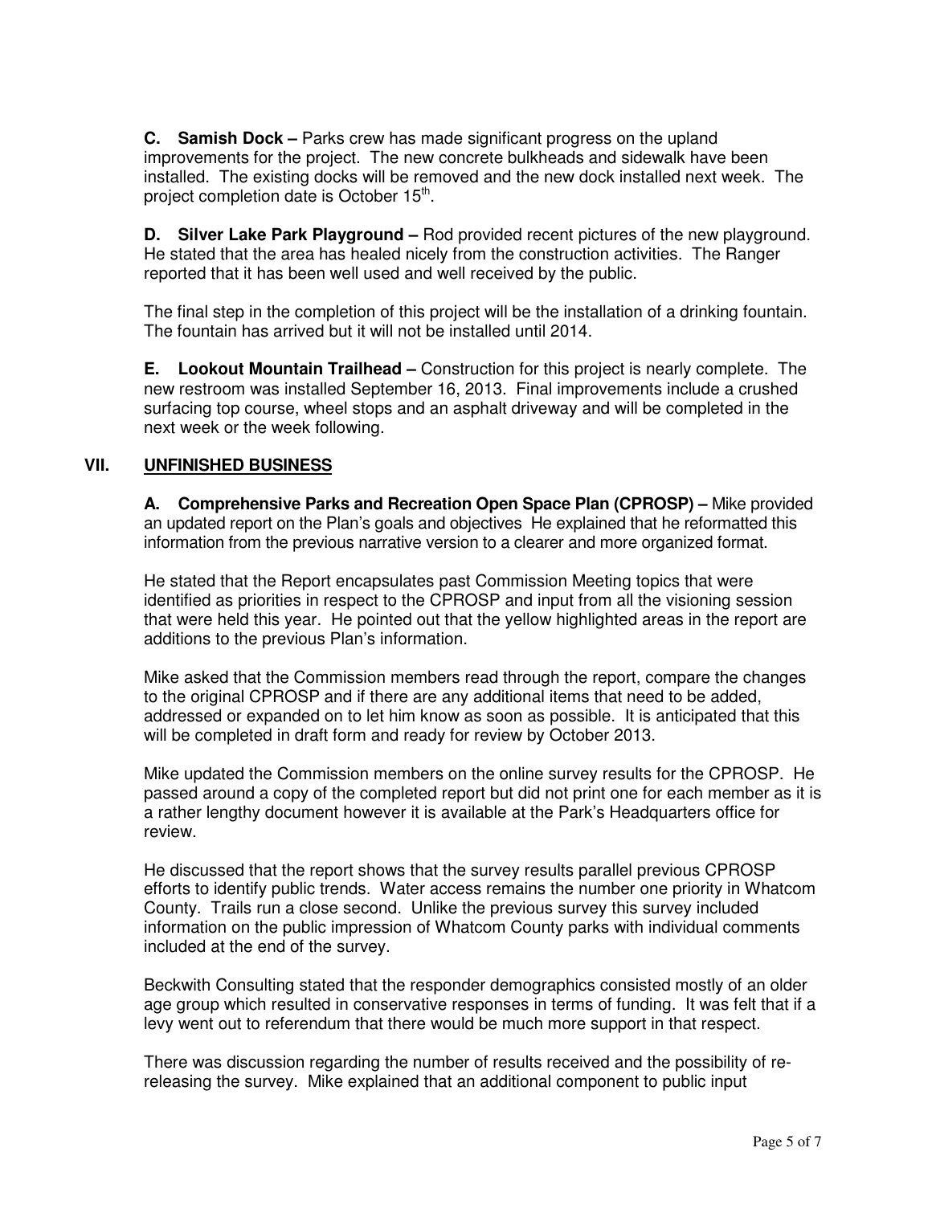**C. Samish Dock –** Parks crew has made significant progress on the upland improvements for the project. The new concrete bulkheads and sidewalk have been installed. The existing docks will be removed and the new dock installed next week. The project completion date is October 15th.

**D. Silver Lake Park Playground –** Rod provided recent pictures of the new playground. He stated that the area has healed nicely from the construction activities. The Ranger reported that it has been well used and well received by the public.

The final step in the completion of this project will be the installation of a drinking fountain. The fountain has arrived but it will not be installed until 2014.

**E. Lookout Mountain Trailhead –** Construction for this project is nearly complete. The new restroom was installed September 16, 2013. Final improvements include a crushed surfacing top course, wheel stops and an asphalt driveway and will be completed in the next week or the week following.

## VII. UNFINISHED BUSINESS

**A. Comprehensive Parks and Recreation Open Space Plan (CPROSP) –** Mike provided an updated report on the Plan's goals and objectives He explained that he reformatted this information from the previous narrative version to a clearer and more organized format.

He stated that the Report encapsulates past Commission Meeting topics that were identified as priorities in respect to the CPROSP and input from all the visioning session that were held this year. He pointed out that the yellow highlighted areas in the report are additions to the previous Plan's information.

Mike asked that the Commission members read through the report, compare the changes to the original CPROSP and if there are any additional items that need to be added, addressed or expanded on to let him know as soon as possible. It is anticipated that this will be completed in draft form and ready for review by October 2013.

Mike updated the Commission members on the online survey results for the CPROSP. He passed around a copy of the completed report but did not print one for each member as it is a rather lengthy document however it is available at the Park's Headquarters office for review.

He discussed that the report shows that the survey results parallel previous CPROSP efforts to identify public trends. Water access remains the number one priority in Whatcom County. Trails run a close second. Unlike the previous survey this survey included information on the public impression of Whatcom County parks with individual comments included at the end of the survey.

Beckwith Consulting stated that the responder demographics consisted mostly of an older age group which resulted in conservative responses in terms of funding. It was felt that if a levy went out to referendum that there would be much more support in that respect.

There was discussion regarding the number of results received and the possibility of re-releasing the survey. Mike explained that an additional component to public input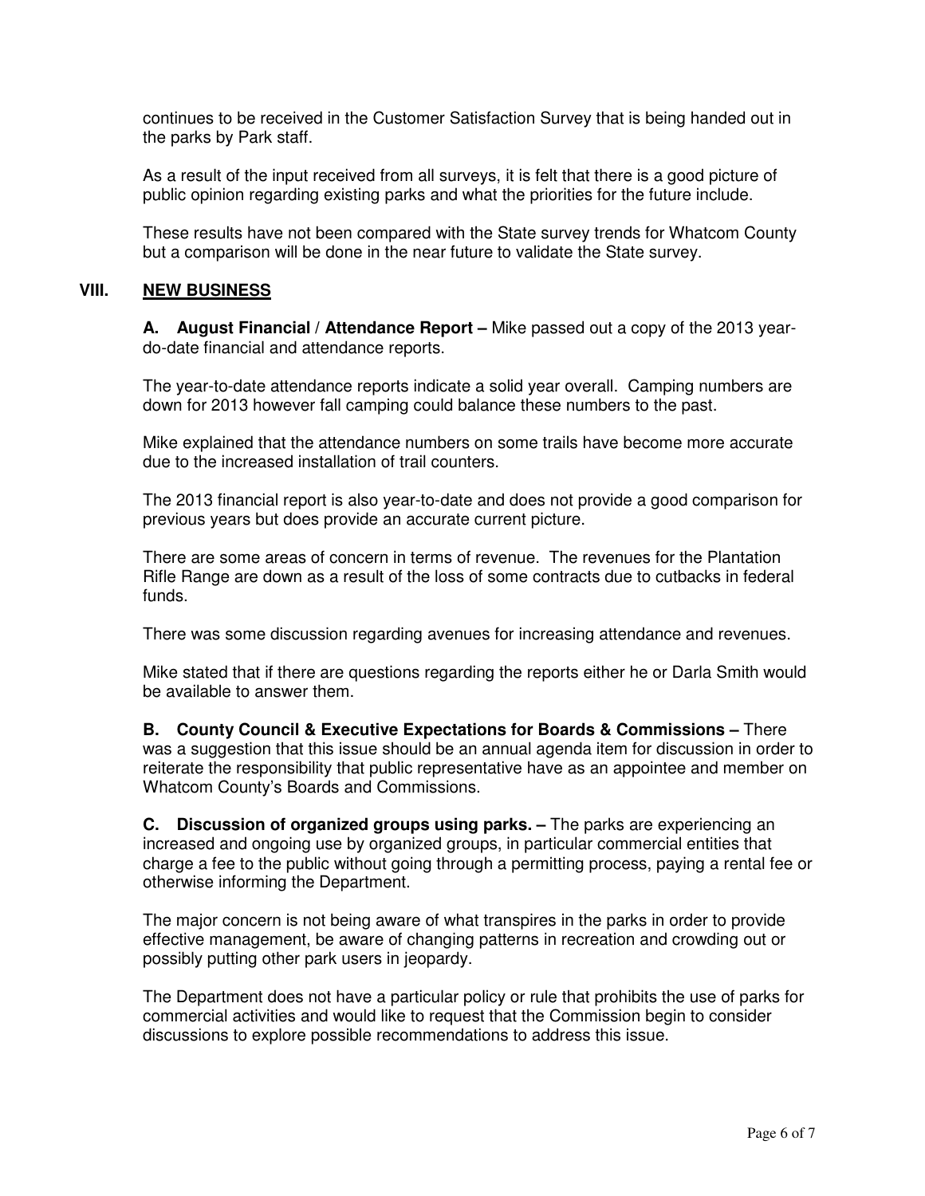continues to be received in the Customer Satisfaction Survey that is being handed out in the parks by Park staff.

As a result of the input received from all surveys, it is felt that there is a good picture of public opinion regarding existing parks and what the priorities for the future include.

These results have not been compared with the State survey trends for Whatcom County but a comparison will be done in the near future to validate the State survey.

## VIII. NEW BUSINESS

**A. August Financial / Attendance Report –** Mike passed out a copy of the 2013 year-do-date financial and attendance reports.

The year-to-date attendance reports indicate a solid year overall. Camping numbers are down for 2013 however fall camping could balance these numbers to the past.

Mike explained that the attendance numbers on some trails have become more accurate due to the increased installation of trail counters.

The 2013 financial report is also year-to-date and does not provide a good comparison for previous years but does provide an accurate current picture.

There are some areas of concern in terms of revenue. The revenues for the Plantation Rifle Range are down as a result of the loss of some contracts due to cutbacks in federal funds.

There was some discussion regarding avenues for increasing attendance and revenues.

Mike stated that if there are questions regarding the reports either he or Darla Smith would be available to answer them.

**B. County Council & Executive Expectations for Boards & Commissions –** There was a suggestion that this issue should be an annual agenda item for discussion in order to reiterate the responsibility that public representative have as an appointee and member on Whatcom County's Boards and Commissions.

**C. Discussion of organized groups using parks. –** The parks are experiencing an increased and ongoing use by organized groups, in particular commercial entities that charge a fee to the public without going through a permitting process, paying a rental fee or otherwise informing the Department.

The major concern is not being aware of what transpires in the parks in order to provide effective management, be aware of changing patterns in recreation and crowding out or possibly putting other park users in jeopardy.

The Department does not have a particular policy or rule that prohibits the use of parks for commercial activities and would like to request that the Commission begin to consider discussions to explore possible recommendations to address this issue.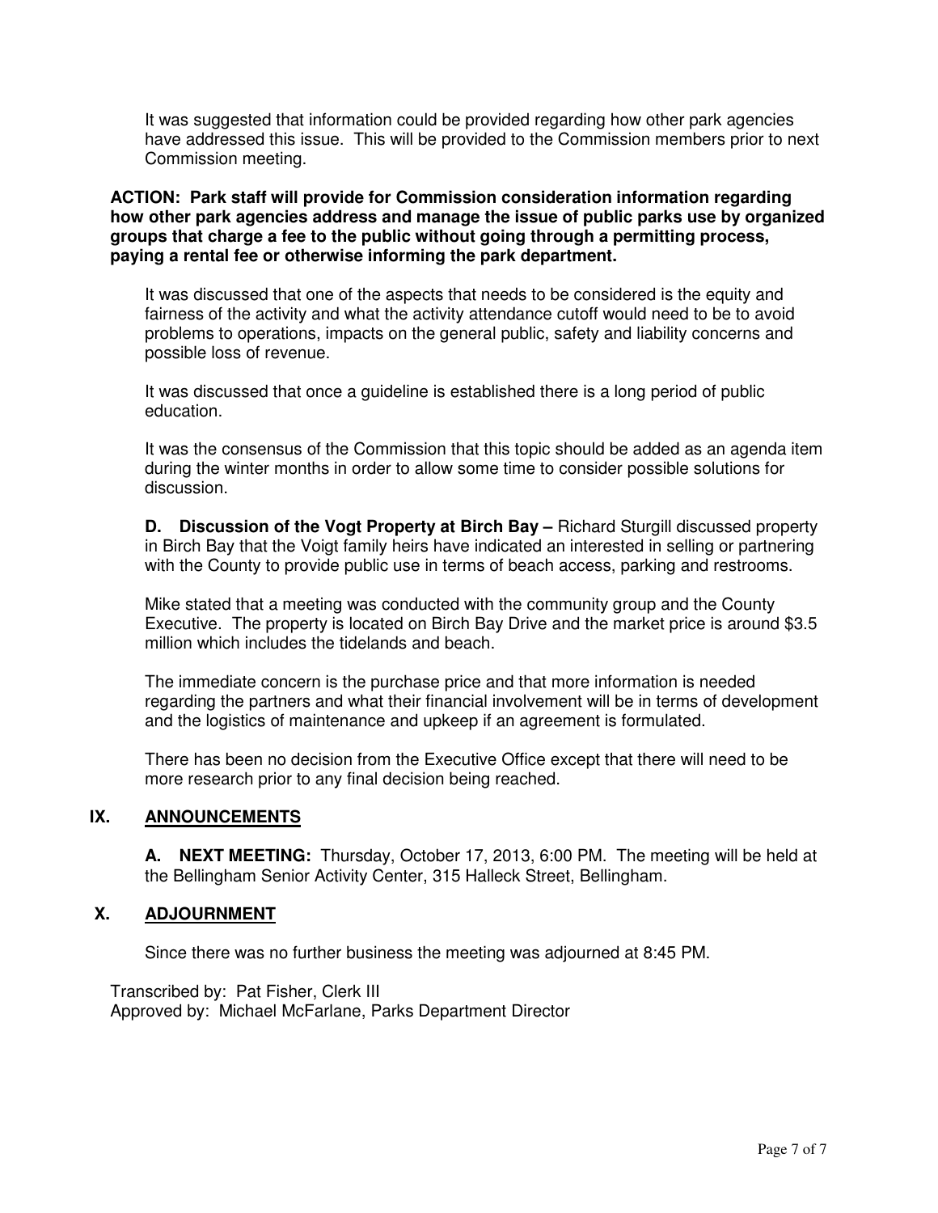It was suggested that information could be provided regarding how other park agencies have addressed this issue. This will be provided to the Commission members prior to next Commission meeting.

**ACTION: Park staff will provide for Commission consideration information regarding how other park agencies address and manage the issue of public parks use by organized groups that charge a fee to the public without going through a permitting process, paying a rental fee or otherwise informing the park department.**

It was discussed that one of the aspects that needs to be considered is the equity and fairness of the activity and what the activity attendance cutoff would need to be to avoid problems to operations, impacts on the general public, safety and liability concerns and possible loss of revenue.

It was discussed that once a guideline is established there is a long period of public education.

It was the consensus of the Commission that this topic should be added as an agenda item during the winter months in order to allow some time to consider possible solutions for discussion.

**D. Discussion of the Vogt Property at Birch Bay –** Richard Sturgill discussed property in Birch Bay that the Voigt family heirs have indicated an interested in selling or partnering with the County to provide public use in terms of beach access, parking and restrooms.

Mike stated that a meeting was conducted with the community group and the County Executive. The property is located on Birch Bay Drive and the market price is around $3.5 million which includes the tidelands and beach.

The immediate concern is the purchase price and that more information is needed regarding the partners and what their financial involvement will be in terms of development and the logistics of maintenance and upkeep if an agreement is formulated.

There has been no decision from the Executive Office except that there will need to be more research prior to any final decision being reached.

## IX. ANNOUNCEMENTS

**A. NEXT MEETING:** Thursday, October 17, 2013, 6:00 PM. The meeting will be held at the Bellingham Senior Activity Center, 315 Halleck Street, Bellingham.

## X. ADJOURNMENT

Since there was no further business the meeting was adjourned at 8:45 PM.

Transcribed by: Pat Fisher, Clerk III
Approved by: Michael McFarlane, Parks Department Director